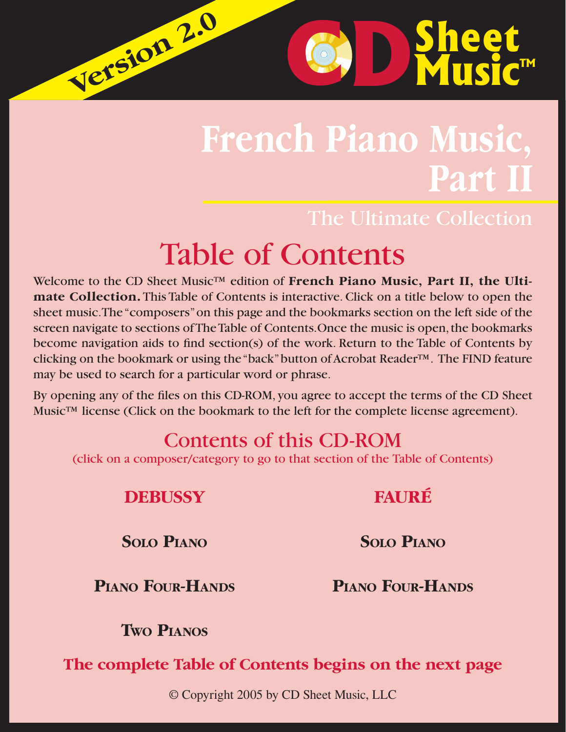Version 2.0

CD Sheet Music™

# French Piano Music, Part II

The Ultimate Collection

## Table of Contents

Welcome to the CD Sheet Music™ edition of **French Piano Music, Part II, the Ultimate Collection.** This Table of Contents is interactive. Click on a title below to open the sheet music. The "composers" on this page and the bookmarks section on the left side of the screen navigate to sections of The Table of Contents. Once the music is open, the bookmarks become navigation aids to find section(s) of the work. Return to the Table of Contents by clicking on the bookmark or using the "back" button of Acrobat Reader™. The FIND feature may be used to search for a particular word or phrase.

By opening any of the files on this CD-ROM, you agree to accept the terms of the CD Sheet Music™ license (Click on the bookmark to the left for the complete license agreement).

### Contents of this CD-ROM

(click on a composer/category to go to that section of the Table of Contents)

**DEBUSSY**

**Solo Piano**

**Piano Four-Hands**

**Two Pianos**

**FAURÉ**

**Solo Piano**

**Piano Four-Hands**

**The complete Table of Contents begins on the next page**

© Copyright 2005 by CD Sheet Music, LLC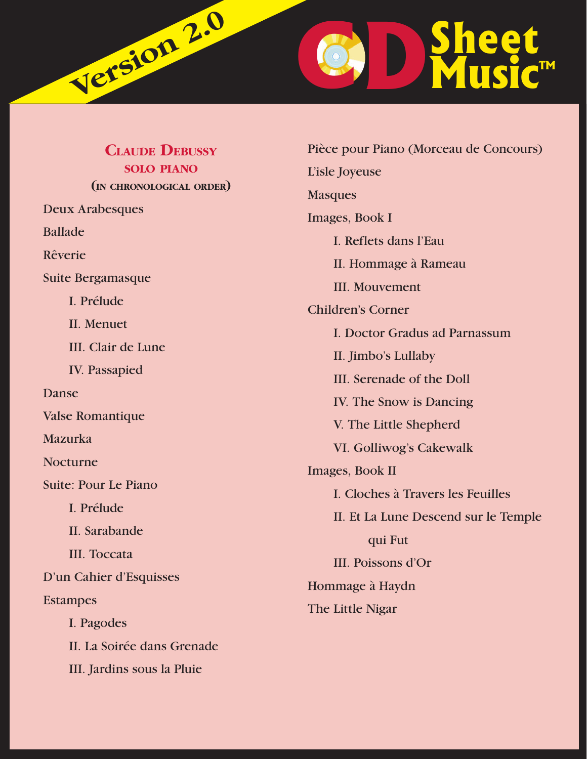## Claude Debussy
### solo piano
#### (in chronological order)

- Deux Arabesques
- Ballade
- Rêverie
- Suite Bergamasque
  - I. Prélude
  - II. Menuet
  - III. Clair de Lune
  - IV. Passapied
- Danse
- Valse Romantique
- Mazurka
- Nocturne
- Suite: Pour Le Piano
  - I. Prélude
  - II. Sarabande
  - III. Toccata
- D'un Cahier d'Esquisses
- Estampes
  - I. Pagodes
  - II. La Soirée dans Grenade
  - III. Jardins sous la Pluie
- Pièce pour Piano (Morceau de Concours)
- L'isle Joyeuse
- Masques
- Images, Book I
  - I. Reflets dans l'Eau
  - II. Hommage à Rameau
  - III. Mouvement
- Children's Corner
  - I. Doctor Gradus ad Parnassum
  - II. Jimbo's Lullaby
  - III. Serenade of the Doll
  - IV. The Snow is Dancing
  - V. The Little Shepherd
  - VI. Golliwog's Cakewalk
- Images, Book II
  - I. Cloches à Travers les Feuilles
  - II. Et La Lune Descend sur le Temple qui Fut
  - III. Poissons d'Or
- Hommage à Haydn
- The Little Nigar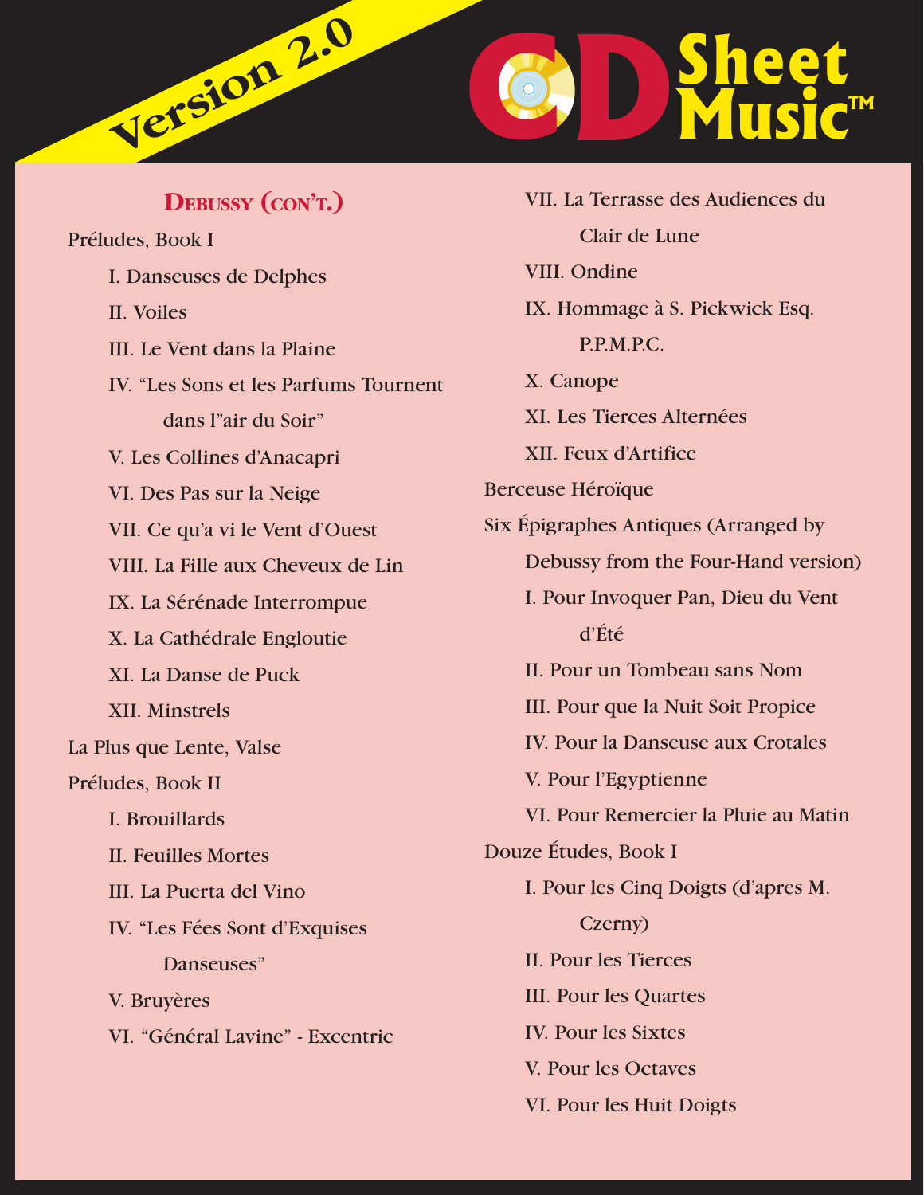## Debussy (con't.)

Préludes, Book I

- I. Danseuses de Delphes
- II. Voiles
- III. Le Vent dans la Plaine
- IV. "Les Sons et les Parfums Tournent dans l"air du Soir"
- V. Les Collines d'Anacapri
- VI. Des Pas sur la Neige
- VII. Ce qu'a vi le Vent d'Ouest
- VIII. La Fille aux Cheveux de Lin
- IX. La Sérénade Interrompue
- X. La Cathédrale Engloutie
- XI. La Danse de Puck
- XII. Minstrels

La Plus que Lente, Valse

Préludes, Book II

- I. Brouillards
- II. Feuilles Mortes
- III. La Puerta del Vino
- IV. "Les Fées Sont d'Exquises Danseuses"
- V. Bruyères
- VI. "Général Lavine" - Excentric
- VII. La Terrasse des Audiences du Clair de Lune
- VIII. Ondine
- IX. Hommage à S. Pickwick Esq. P.P.M.P.C.
- X. Canope
- XI. Les Tierces Alternées
- XII. Feux d'Artifice

Berceuse Héroïque

Six Épigraphes Antiques (Arranged by Debussy from the Four-Hand version)

- I. Pour Invoquer Pan, Dieu du Vent d'Été
- II. Pour un Tombeau sans Nom
- III. Pour que la Nuit Soit Propice
- IV. Pour la Danseuse aux Crotales
- V. Pour l'Egyptienne
- VI. Pour Remercier la Pluie au Matin

Douze Études, Book I

- I. Pour les Cinq Doigts (d'apres M. Czerny)
- II. Pour les Tierces
- III. Pour les Quartes
- IV. Pour les Sixtes
- V. Pour les Octaves
- VI. Pour les Huit Doigts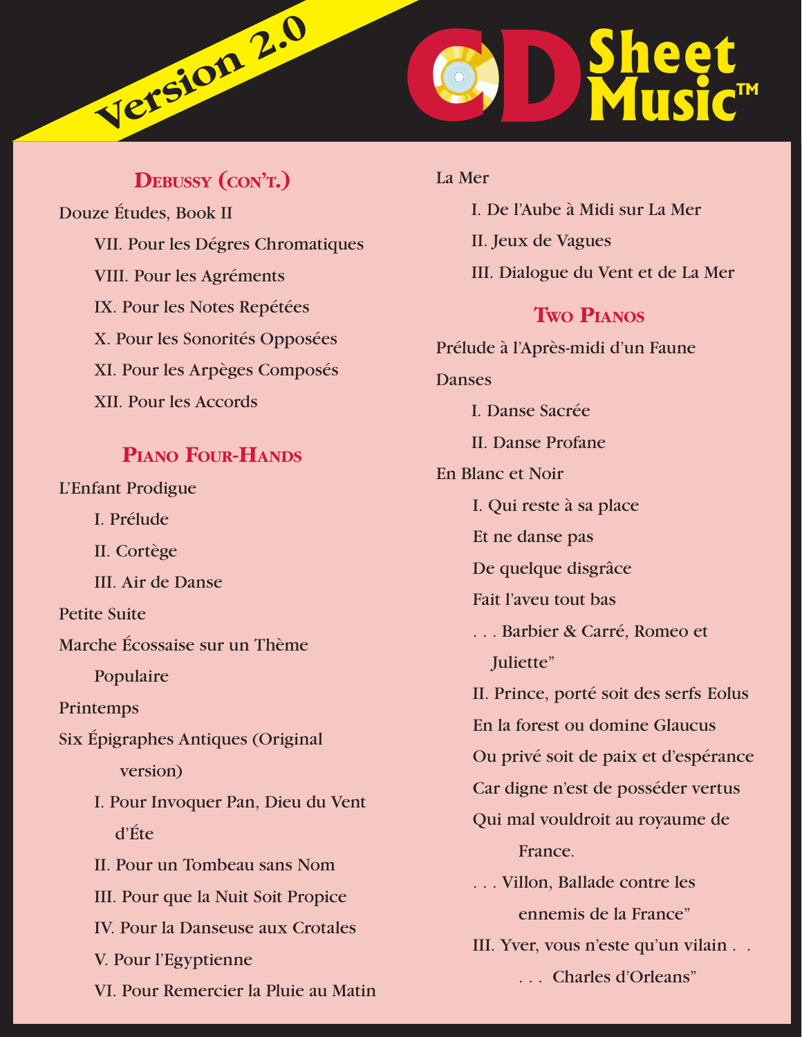## Debussy (con't.)

Douze Études, Book II

- VII. Pour les Dégres Chromatiques
- VIII. Pour les Agréments
- IX. Pour les Notes Repétées
- X. Pour les Sonorités Opposées
- XI. Pour les Arpèges Composés
- XII. Pour les Accords

## Piano Four-Hands

L'Enfant Prodigue

- I. Prélude
- II. Cortège
- III. Air de Danse

Petite Suite

Marche Écossaise sur un Thème Populaire

Printemps

Six Épigraphes Antiques (Original version)

- I. Pour Invoquer Pan, Dieu du Vent d'Éte
- II. Pour un Tombeau sans Nom
- III. Pour que la Nuit Soit Propice
- IV. Pour la Danseuse aux Crotales
- V. Pour l'Egyptienne
- VI. Pour Remercier la Pluie au Matin

La Mer

- I. De l'Aube à Midi sur La Mer
- II. Jeux de Vagues
- III. Dialogue du Vent et de La Mer

## Two Pianos

Prélude à l'Après-midi d'un Faune

Danses

- I. Danse Sacrée
- II. Danse Profane

En Blanc et Noir

- I. Qui reste à sa place
  Et ne danse pas
  De quelque disgrâce
  Fait l'aveu tout bas
  . . . Barbier & Carré, Romeo et Juliette"
- II. Prince, porté soit des serfs Eolus
  En la forest ou domine Glaucus
  Ou privé soit de paix et d'espérance
  Car digne n'est de posséder vertus
  Qui mal vouldroit au royaume de France.
  . . . Villon, Ballade contre les ennemis de la France"
- III. Yver, vous n'este qu'un vilain . .
  . . . Charles d'Orleans"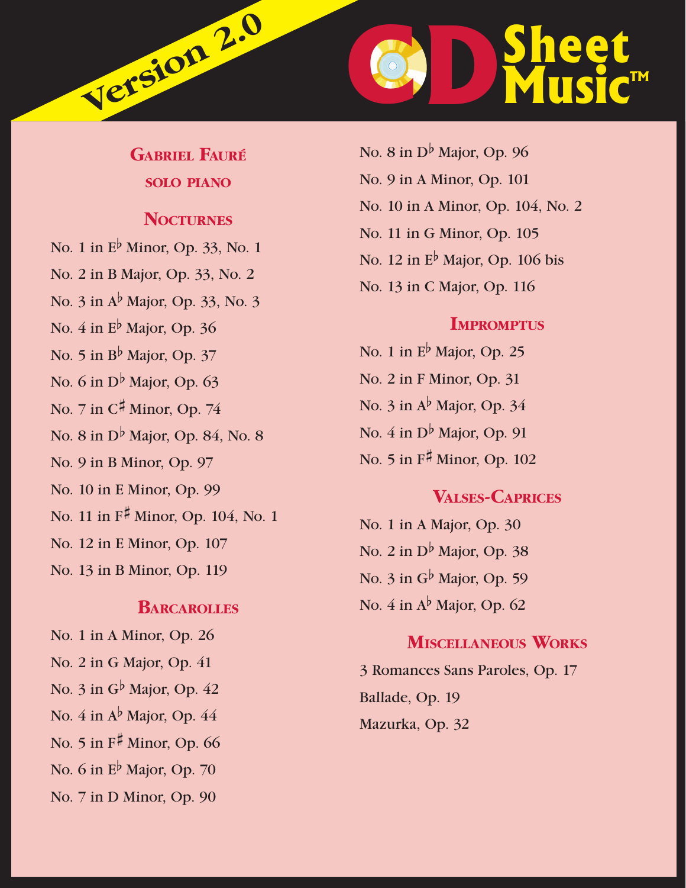Version 2.0

# CD Sheet Music™

## Gabriel Fauré

### solo piano

### Nocturnes

No. 1 in E♭ Minor, Op. 33, No. 1

No. 2 in B Major, Op. 33, No. 2

No. 3 in A♭ Major, Op. 33, No. 3

No. 4 in E♭ Major, Op. 36

No. 5 in B♭ Major, Op. 37

No. 6 in D♭ Major, Op. 63

No. 7 in C♯ Minor, Op. 74

No. 8 in D♭ Major, Op. 84, No. 8

No. 9 in B Minor, Op. 97

No. 10 in E Minor, Op. 99

No. 11 in F♯ Minor, Op. 104, No. 1

No. 12 in E Minor, Op. 107

No. 13 in B Minor, Op. 119

### Barcarolles

No. 1 in A Minor, Op. 26

No. 2 in G Major, Op. 41

No. 3 in G♭ Major, Op. 42

No. 4 in A♭ Major, Op. 44

No. 5 in F♯ Minor, Op. 66

No. 6 in E♭ Major, Op. 70

No. 7 in D Minor, Op. 90

No. 8 in D♭ Major, Op. 96

No. 9 in A Minor, Op. 101

No. 10 in A Minor, Op. 104, No. 2

No. 11 in G Minor, Op. 105

No. 12 in E♭ Major, Op. 106 bis

No. 13 in C Major, Op. 116

### Impromptus

No. 1 in E♭ Major, Op. 25

No. 2 in F Minor, Op. 31

No. 3 in A♭ Major, Op. 34

No. 4 in D♭ Major, Op. 91

No. 5 in F♯ Minor, Op. 102

### Valses-Caprices

No. 1 in A Major, Op. 30

No. 2 in D♭ Major, Op. 38

No. 3 in G♭ Major, Op. 59

No. 4 in A♭ Major, Op. 62

### Miscellaneous Works

3 Romances Sans Paroles, Op. 17

Ballade, Op. 19

Mazurka, Op. 32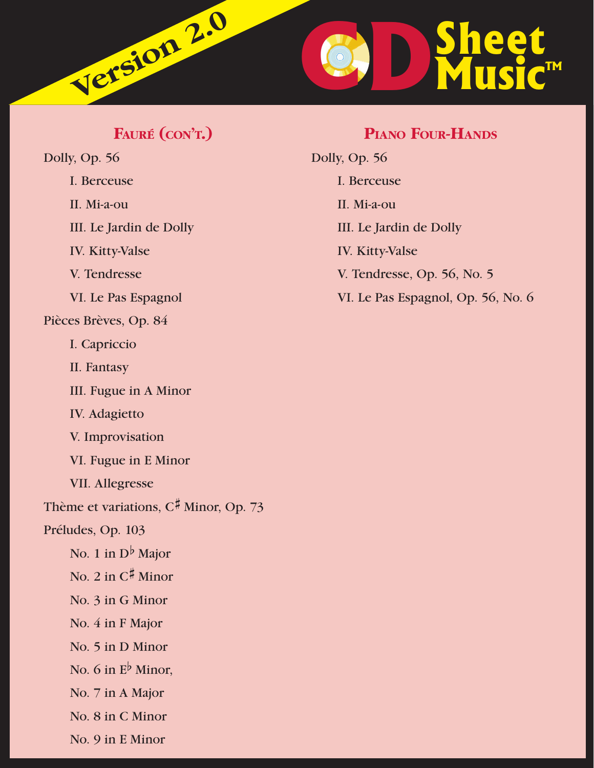## Fauré (con't.)

Dolly, Op. 56

- I. Berceuse
- II. Mi-a-ou
- III. Le Jardin de Dolly
- IV. Kitty-Valse
- V. Tendresse
- VI. Le Pas Espagnol

Pièces Brèves, Op. 84

- I. Capriccio
- II. Fantasy
- III. Fugue in A Minor
- IV. Adagietto
- V. Improvisation
- VI. Fugue in E Minor
- VII. Allegresse

Thème et variations, C♯ Minor, Op. 73

Préludes, Op. 103

- No. 1 in D♭ Major
- No. 2 in C♯ Minor
- No. 3 in G Minor
- No. 4 in F Major
- No. 5 in D Minor
- No. 6 in E♭ Minor,
- No. 7 in A Major
- No. 8 in C Minor
- No. 9 in E Minor

## Piano Four-Hands

Dolly, Op. 56

- I. Berceuse
- II. Mi-a-ou
- III. Le Jardin de Dolly
- IV. Kitty-Valse
- V. Tendresse, Op. 56, No. 5
- VI. Le Pas Espagnol, Op. 56, No. 6